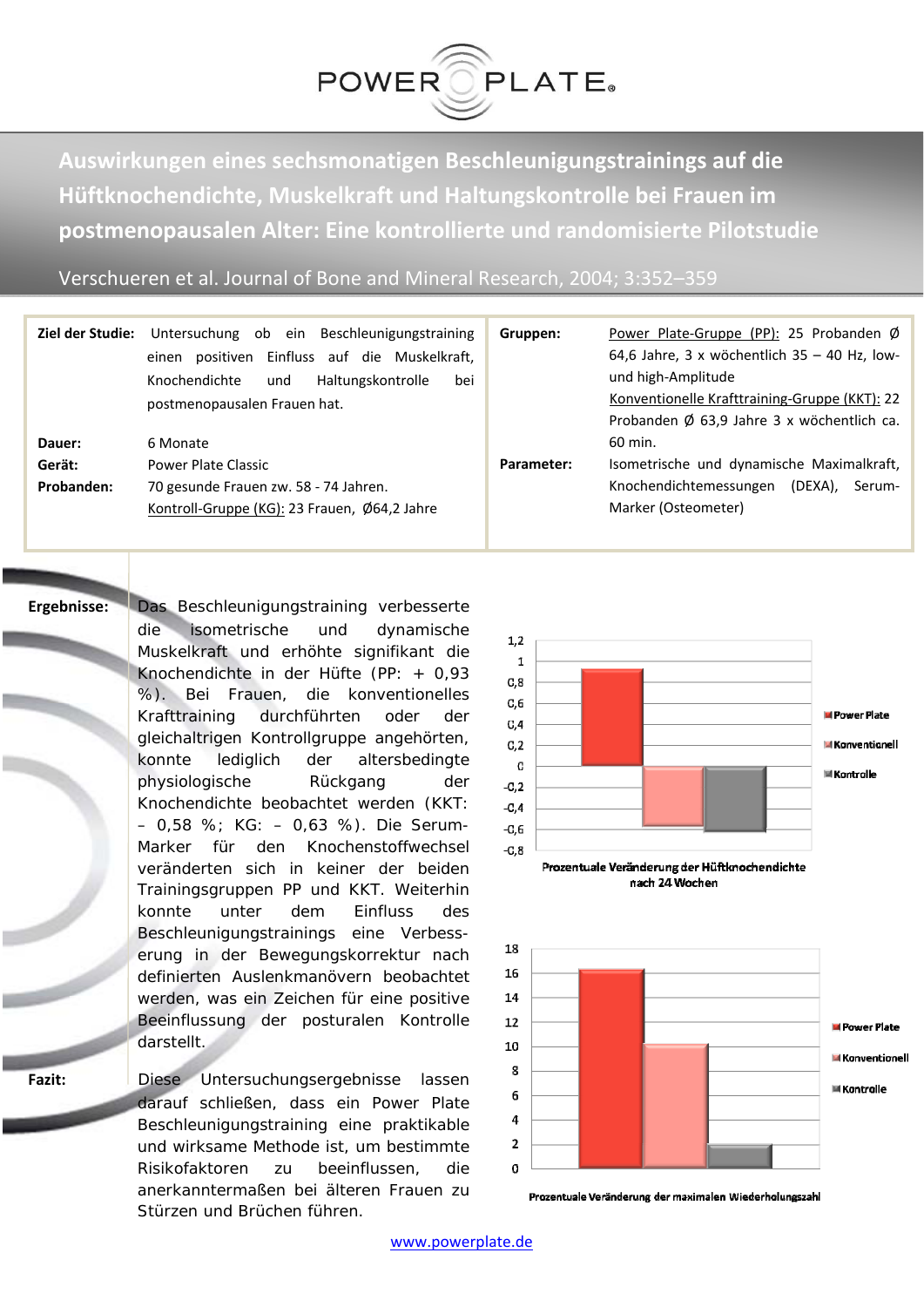# Auswirkungen eines sechsmonatigen Beschleunigungstrainings auf die Hüftknochendichte, Muskelkraft und Haltungskontrolle bei Frauen im postmenopausalen Alter: Eine kontrollierte und randomisierte Pilotstudie

Verschueren et al. Journal of Bone and Mineral Research, 2004; 3:352–359

**Ziel der Studie:** Untersuchung ob ein Beschleunigungstraining einen positiven Einfluss auf die Muskelkraft, Knochendichte und Haltungskontrolle bei postmenopausalen Frauen hat.

**Dauer:** 6 Monate

**Gerät:** Power Plate Classic

**Probanden:** 70 gesunde Frauen zw. 58 - 74 Jahren.
Kontroll-Gruppe (KG): 23 Frauen, Ø64,2 Jahre

**Gruppen:** Power Plate-Gruppe (PP): 25 Probanden Ø 64,6 Jahre, 3 x wöchentlich 35 – 40 Hz, low- und high-Amplitude
Konventionelle Krafttraining-Gruppe (KKT): 22 Probanden Ø 63,9 Jahre 3 x wöchentlich ca. 60 min.

**Parameter:** Isometrische und dynamische Maximalkraft, Knochendichtemessungen (DEXA), Serum-Marker (Osteometer)

**Ergebnisse:** Das Beschleunigungstraining verbesserte die isometrische und dynamische Muskelkraft und erhöhte signifikant die Knochendichte in der Hüfte (PP: + 0,93 %). Bei Frauen, die konventionelles Krafttraining durchführten oder der gleichaltrigen Kontrollgruppe angehörten, konnte lediglich der altersbedingte physiologische Rückgang der Knochendichte beobachtet werden (KKT: – 0,58 %; KG: – 0,63 %). Die Serum-Marker für den Knochenstoffwechsel veränderten sich in keiner der beiden Trainingsgruppen PP und KKT. Weiterhin konnte unter dem Einfluss des Beschleunigungstrainings eine Verbesserung in der Bewegungskorrektur nach definierten Auslenkmanövern beobachtet werden, was ein Zeichen für eine positive Beeinflussung der posturalen Kontrolle darstellt.

**Fazit:** Diese Untersuchungsergebnisse lassen darauf schließen, dass ein Power Plate Beschleunigungstraining eine praktikable und wirksame Methode ist, um bestimmte Risikofaktoren zu beeinflussen, die anerkanntermaßen bei älteren Frauen zu Stürzen und Brüchen führen.

Prozentuale Veränderung der Hüftknochendichte nach 24 Wochen

Prozentuale Veränderung der maximalen Wiederholungszahl

www.powerplate.de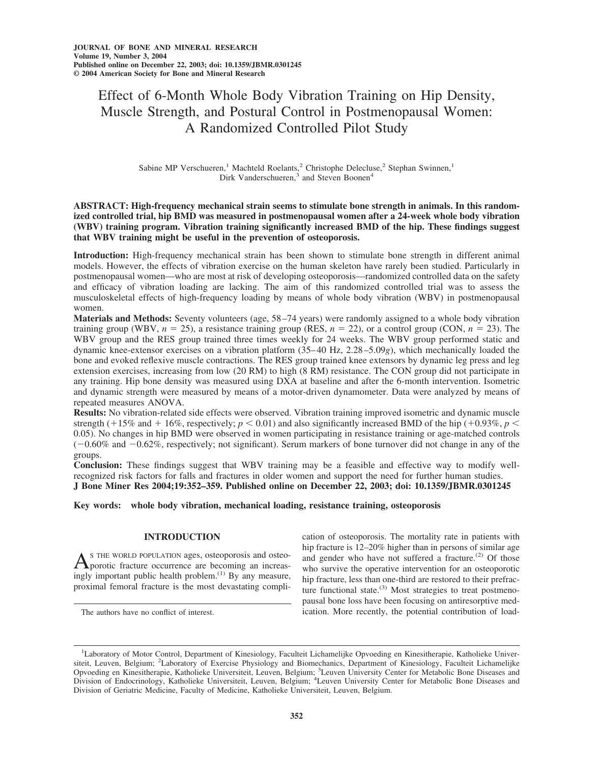# Effect of 6-Month Whole Body Vibration Training on Hip Density, Muscle Strength, and Postural Control in Postmenopausal Women: A Randomized Controlled Pilot Study

Sabine MP Verschueren,[1] Machteld Roelants,[2] Christophe Delecluse,[2] Stephan Swinnen,[1] Dirk Vanderschueren,[3] and Steven Boonen[4]

**ABSTRACT: High-frequency mechanical strain seems to stimulate bone strength in animals. In this randomized controlled trial, hip BMD was measured in postmenopausal women after a 24-week whole body vibration (WBV) training program. Vibration training significantly increased BMD of the hip. These findings suggest that WBV training might be useful in the prevention of osteoporosis.**

**Introduction:** High-frequency mechanical strain has been shown to stimulate bone strength in different animal models. However, the effects of vibration exercise on the human skeleton have rarely been studied. Particularly in postmenopausal women—who are most at risk of developing osteoporosis—randomized controlled data on the safety and efficacy of vibration loading are lacking. The aim of this randomized controlled trial was to assess the musculoskeletal effects of high-frequency loading by means of whole body vibration (WBV) in postmenopausal women.

**Materials and Methods:** Seventy volunteers (age, 58–74 years) were randomly assigned to a whole body vibration training group (WBV, $n = 25$), a resistance training group (RES, $n = 22$), or a control group (CON, $n = 23$). The WBV group and the RES group trained three times weekly for 24 weeks. The WBV group performed static and dynamic knee-extensor exercises on a vibration platform (35–40 Hz, 2.28–5.09$g$), which mechanically loaded the bone and evoked reflexive muscle contractions. The RES group trained knee extensors by dynamic leg press and leg extension exercises, increasing from low (20 RM) to high (8 RM) resistance. The CON group did not participate in any training. Hip bone density was measured using DXA at baseline and after the 6-month intervention. Isometric and dynamic strength were measured by means of a motor-driven dynamometer. Data were analyzed by means of repeated measures ANOVA.

**Results:** No vibration-related side effects were observed. Vibration training improved isometric and dynamic muscle strength (+15% and + 16%, respectively; $p < 0.01$) and also significantly increased BMD of the hip (+0.93%, $p < 0.05$). No changes in hip BMD were observed in women participating in resistance training or age-matched controls (−0.60% and −0.62%, respectively; not significant). Serum markers of bone turnover did not change in any of the groups.

**Conclusion:** These findings suggest that WBV training may be a feasible and effective way to modify well-recognized risk factors for falls and fractures in older women and support the need for further human studies.

**J Bone Miner Res 2004;19:352–359. Published online on December 22, 2003; doi: 10.1359/JBMR.0301245**

**Key words:** whole body vibration, mechanical loading, resistance training, osteoporosis

## INTRODUCTION

As the world population ages, osteoporosis and osteoporotic fracture occurrence are becoming an increasingly important public health problem.[1] By any measure, proximal femoral fracture is the most devastating complication of osteoporosis. The mortality rate in patients with hip fracture is 12–20% higher than in persons of similar age and gender who have not suffered a fracture.[2] Of those who survive the operative intervention for an osteoporotic hip fracture, less than one-third are restored to their prefracture functional state.[3] Most strategies to treat postmenopausal bone loss have been focusing on antiresorptive medication. More recently, the potential contribution of load-

The authors have no conflict of interest.

[1]Laboratory of Motor Control, Department of Kinesiology, Faculteit Lichamelijke Opvoeding en Kinesitherapie, Katholieke Universiteit, Leuven, Belgium; [2]Laboratory of Exercise Physiology and Biomechanics, Department of Kinesiology, Faculteit Lichamelijke Opvoeding en Kinesitherapie, Katholieke Universiteit, Leuven, Belgium; [3]Leuven University Center for Metabolic Bone Diseases and Division of Endocrinology, Katholieke Universiteit, Leuven, Belgium; [4]Leuven University Center for Metabolic Bone Diseases and Division of Geriatric Medicine, Faculty of Medicine, Katholieke Universiteit, Leuven, Belgium.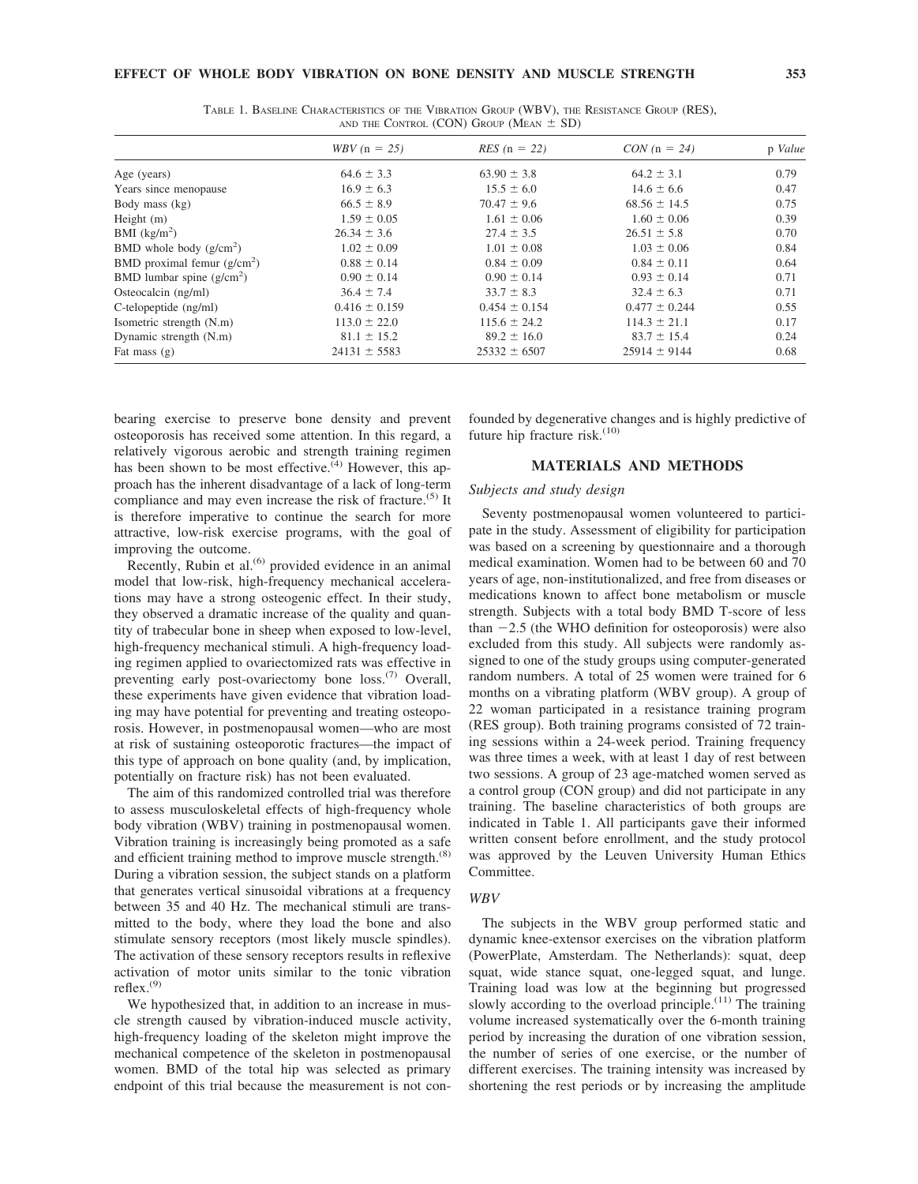TABLE 1. BASELINE CHARACTERISTICS OF THE VIBRATION GROUP (WBV), THE RESISTANCE GROUP (RES), AND THE CONTROL (CON) GROUP (MEAN ± SD)

| | *WBV* (n = 25) | *RES* (n = 22) | *CON* (n = 24) | p *Value* |
|---|---|---|---|---|
| Age (years) | 64.6 ± 3.3 | 63.90 ± 3.8 | 64.2 ± 3.1 | 0.79 |
| Years since menopause | 16.9 ± 6.3 | 15.5 ± 6.0 | 14.6 ± 6.6 | 0.47 |
| Body mass (kg) | 66.5 ± 8.9 | 70.47 ± 9.6 | 68.56 ± 14.5 | 0.75 |
| Height (m) | 1.59 ± 0.05 | 1.61 ± 0.06 | 1.60 ± 0.06 | 0.39 |
| BMI (kg/m$^2$) | 26.34 ± 3.6 | 27.4 ± 3.5 | 26.51 ± 5.8 | 0.70 |
| BMD whole body (g/cm$^2$) | 1.02 ± 0.09 | 1.01 ± 0.08 | 1.03 ± 0.06 | 0.84 |
| BMD proximal femur (g/cm$^2$) | 0.88 ± 0.14 | 0.84 ± 0.09 | 0.84 ± 0.11 | 0.64 |
| BMD lumbar spine (g/cm$^2$) | 0.90 ± 0.14 | 0.90 ± 0.14 | 0.93 ± 0.14 | 0.71 |
| Osteocalcin (ng/ml) | 36.4 ± 7.4 | 33.7 ± 8.3 | 32.4 ± 6.3 | 0.71 |
| C-telopeptide (ng/ml) | 0.416 ± 0.159 | 0.454 ± 0.154 | 0.477 ± 0.244 | 0.55 |
| Isometric strength (N.m) | 113.0 ± 22.0 | 115.6 ± 24.2 | 114.3 ± 21.1 | 0.17 |
| Dynamic strength (N.m) | 81.1 ± 15.2 | 89.2 ± 16.0 | 83.7 ± 15.4 | 0.24 |
| Fat mass (g) | 24131 ± 5583 | 25332 ± 6507 | 25914 ± 9144 | 0.68 |

bearing exercise to preserve bone density and prevent osteoporosis has received some attention. In this regard, a relatively vigorous aerobic and strength training regimen has been shown to be most effective.[4] However, this approach has the inherent disadvantage of a lack of long-term compliance and may even increase the risk of fracture.[5] It is therefore imperative to continue the search for more attractive, low-risk exercise programs, with the goal of improving the outcome.

Recently, Rubin et al.[6] provided evidence in an animal model that low-risk, high-frequency mechanical accelerations may have a strong osteogenic effect. In their study, they observed a dramatic increase of the quality and quantity of trabecular bone in sheep when exposed to low-level, high-frequency mechanical stimuli. A high-frequency loading regimen applied to ovariectomized rats was effective in preventing early post-ovariectomy bone loss.[7] Overall, these experiments have given evidence that vibration loading may have potential for preventing and treating osteoporosis. However, in postmenopausal women—who are most at risk of sustaining osteoporotic fractures—the impact of this type of approach on bone quality (and, by implication, potentially on fracture risk) has not been evaluated.

The aim of this randomized controlled trial was therefore to assess musculoskeletal effects of high-frequency whole body vibration (WBV) training in postmenopausal women. Vibration training is increasingly being promoted as a safe and efficient training method to improve muscle strength.[8] During a vibration session, the subject stands on a platform that generates vertical sinusoidal vibrations at a frequency between 35 and 40 Hz. The mechanical stimuli are transmitted to the body, where they load the bone and also stimulate sensory receptors (most likely muscle spindles). The activation of these sensory receptors results in reflexive activation of motor units similar to the tonic vibration reflex.[9]

We hypothesized that, in addition to an increase in muscle strength caused by vibration-induced muscle activity, high-frequency loading of the skeleton might improve the mechanical competence of the skeleton in postmenopausal women. BMD of the total hip was selected as primary endpoint of this trial because the measurement is not confounded by degenerative changes and is highly predictive of future hip fracture risk.[10]

## MATERIALS AND METHODS

### *Subjects and study design*

Seventy postmenopausal women volunteered to participate in the study. Assessment of eligibility for participation was based on a screening by questionnaire and a thorough medical examination. Women had to be between 60 and 70 years of age, non-institutionalized, and free from diseases or medications known to affect bone metabolism or muscle strength. Subjects with a total body BMD T-score of less than −2.5 (the WHO definition for osteoporosis) were also excluded from this study. All subjects were randomly assigned to one of the study groups using computer-generated random numbers. A total of 25 women were trained for 6 months on a vibrating platform (WBV group). A group of 22 woman participated in a resistance training program (RES group). Both training programs consisted of 72 training sessions within a 24-week period. Training frequency was three times a week, with at least 1 day of rest between two sessions. A group of 23 age-matched women served as a control group (CON group) and did not participate in any training. The baseline characteristics of both groups are indicated in Table 1. All participants gave their informed written consent before enrollment, and the study protocol was approved by the Leuven University Human Ethics Committee.

### *WBV*

The subjects in the WBV group performed static and dynamic knee-extensor exercises on the vibration platform (PowerPlate, Amsterdam. The Netherlands): squat, deep squat, wide stance squat, one-legged squat, and lunge. Training load was low at the beginning but progressed slowly according to the overload principle.[11] The training volume increased systematically over the 6-month training period by increasing the duration of one vibration session, the number of series of one exercise, or the number of different exercises. The training intensity was increased by shortening the rest periods or by increasing the amplitude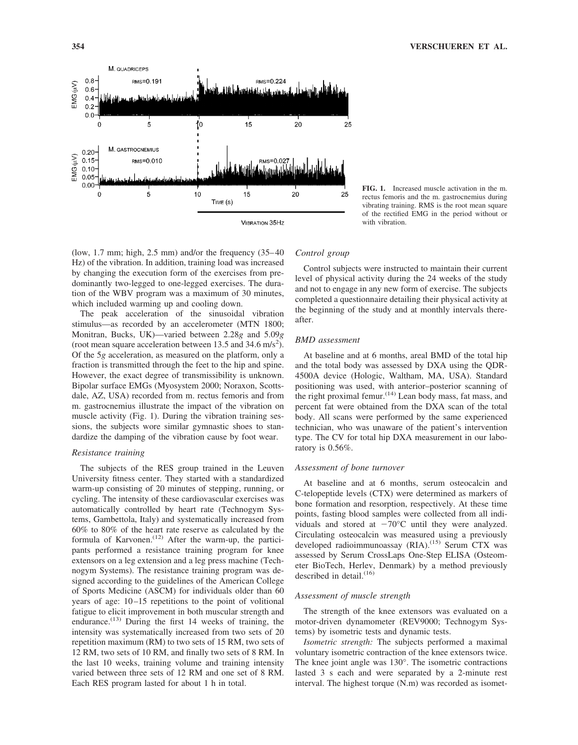FIG. 1. Increased muscle activation in the m. rectus femoris and the m. gastrocnemius during vibrating training. RMS is the root mean square of the rectified EMG in the period without or with vibration.

(low, 1.7 mm; high, 2.5 mm) and/or the frequency (35–40 Hz) of the vibration. In addition, training load was increased by changing the execution form of the exercises from predominantly two-legged to one-legged exercises. The duration of the WBV program was a maximum of 30 minutes, which included warming up and cooling down.

The peak acceleration of the sinusoidal vibration stimulus—as recorded by an accelerometer (MTN 1800; Monitran, Bucks, UK)—varied between 2.28*g* and 5.09*g* (root mean square acceleration between 13.5 and 34.6 m/s$^2$). Of the 5*g* acceleration, as measured on the platform, only a fraction is transmitted through the feet to the hip and spine. However, the exact degree of transmissibility is unknown. Bipolar surface EMGs (Myosystem 2000; Noraxon, Scottsdale, AZ, USA) recorded from m. rectus femoris and from m. gastrocnemius illustrate the impact of the vibration on muscle activity (Fig. 1). During the vibration training sessions, the subjects wore similar gymnastic shoes to standardize the damping of the vibration cause by foot wear.

### *Resistance training*

The subjects of the RES group trained in the Leuven University fitness center. They started with a standardized warm-up consisting of 20 minutes of stepping, running, or cycling. The intensity of these cardiovascular exercises was automatically controlled by heart rate (Technogym Systems, Gambettola, Italy) and systematically increased from 60% to 80% of the heart rate reserve as calculated by the formula of Karvonen.[12] After the warm-up, the participants performed a resistance training program for knee extensors on a leg extension and a leg press machine (Technogym Systems). The resistance training program was designed according to the guidelines of the American College of Sports Medicine (ASCM) for individuals older than 60 years of age: 10–15 repetitions to the point of volitional fatigue to elicit improvement in both muscular strength and endurance.[13] During the first 14 weeks of training, the intensity was systematically increased from two sets of 20 repetition maximum (RM) to two sets of 15 RM, two sets of 12 RM, two sets of 10 RM, and finally two sets of 8 RM. In the last 10 weeks, training volume and training intensity varied between three sets of 12 RM and one set of 8 RM. Each RES program lasted for about 1 h in total.

### *Control group*

Control subjects were instructed to maintain their current level of physical activity during the 24 weeks of the study and not to engage in any new form of exercise. The subjects completed a questionnaire detailing their physical activity at the beginning of the study and at monthly intervals thereafter.

### *BMD assessment*

At baseline and at 6 months, areal BMD of the total hip and the total body was assessed by DXA using the QDR-4500A device (Hologic, Waltham, MA, USA). Standard positioning was used, with anterior–posterior scanning of the right proximal femur.[14] Lean body mass, fat mass, and percent fat were obtained from the DXA scan of the total body. All scans were performed by the same experienced technician, who was unaware of the patient's intervention type. The CV for total hip DXA measurement in our laboratory is 0.56%.

### *Assessment of bone turnover*

At baseline and at 6 months, serum osteocalcin and C-telopeptide levels (CTX) were determined as markers of bone formation and resorption, respectively. At these time points, fasting blood samples were collected from all individuals and stored at −70°C until they were analyzed. Circulating osteocalcin was measured using a previously developed radioimmunoassay (RIA).[15] Serum CTX was assessed by Serum CrossLaps One-Step ELISA (Osteometer BioTech, Herlev, Denmark) by a method previously described in detail.[16]

### *Assessment of muscle strength*

The strength of the knee extensors was evaluated on a motor-driven dynamometer (REV9000; Technogym Systems) by isometric tests and dynamic tests.

*Isometric strength:* The subjects performed a maximal voluntary isometric contraction of the knee extensors twice. The knee joint angle was 130°. The isometric contractions lasted 3 s each and were separated by a 2-minute rest interval. The highest torque (N.m) was recorded as isomet-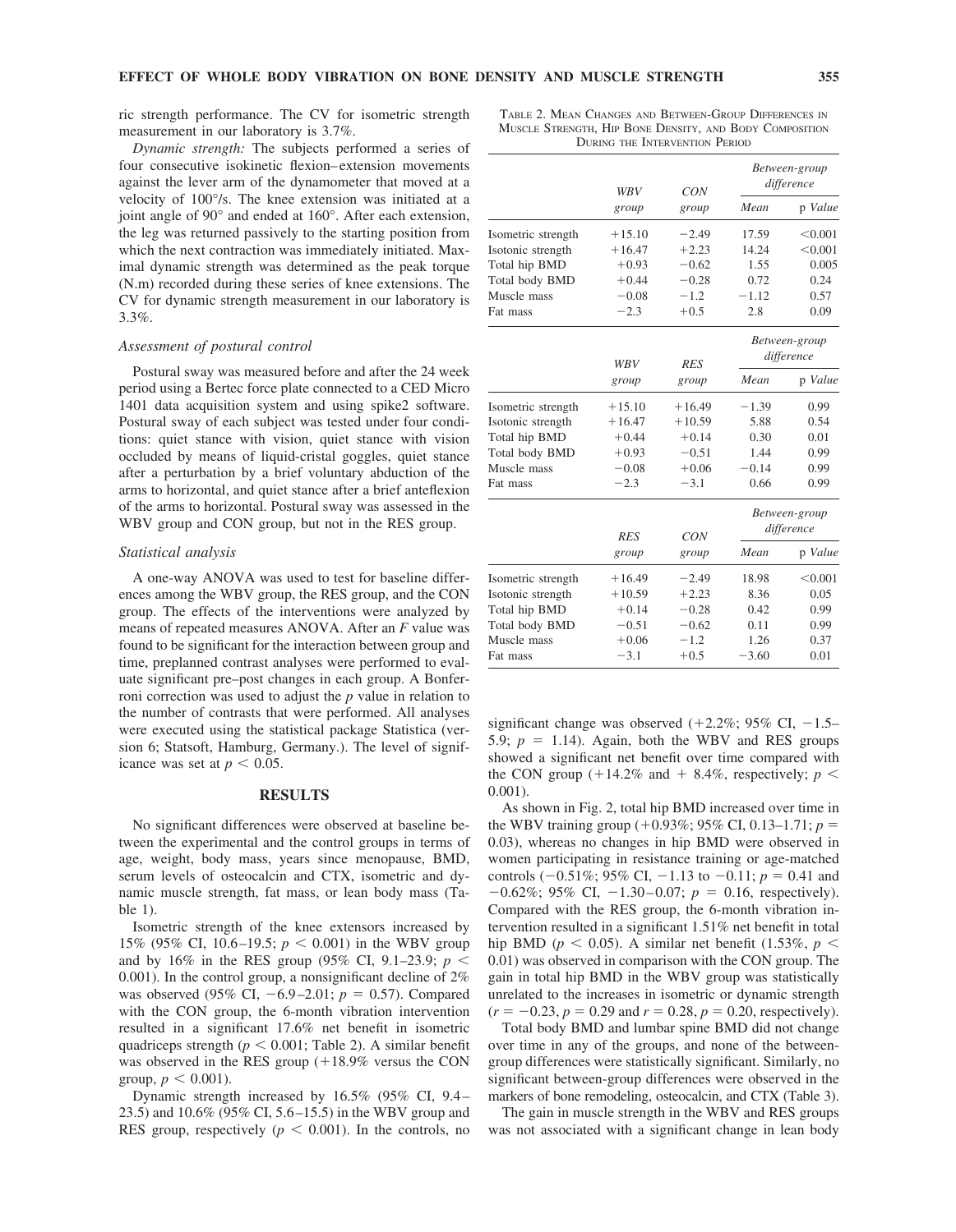ric strength performance. The CV for isometric strength measurement in our laboratory is 3.7%.

*Dynamic strength:* The subjects performed a series of four consecutive isokinetic flexion–extension movements against the lever arm of the dynamometer that moved at a velocity of 100°/s. The knee extension was initiated at a joint angle of 90° and ended at 160°. After each extension, the leg was returned passively to the starting position from which the next contraction was immediately initiated. Maximal dynamic strength was determined as the peak torque (N.m) recorded during these series of knee extensions. The CV for dynamic strength measurement in our laboratory is 3.3%.

### *Assessment of postural control*

Postural sway was measured before and after the 24 week period using a Bertec force plate connected to a CED Micro 1401 data acquisition system and using spike2 software. Postural sway of each subject was tested under four conditions: quiet stance with vision, quiet stance with vision occluded by means of liquid-cristal goggles, quiet stance after a perturbation by a brief voluntary abduction of the arms to horizontal, and quiet stance after a brief anteflexion of the arms to horizontal. Postural sway was assessed in the WBV group and CON group, but not in the RES group.

### *Statistical analysis*

A one-way ANOVA was used to test for baseline differences among the WBV group, the RES group, and the CON group. The effects of the interventions were analyzed by means of repeated measures ANOVA. After an $F$ value was found to be significant for the interaction between group and time, preplanned contrast analyses were performed to evaluate significant pre–post changes in each group. A Bonferroni correction was used to adjust the $p$ value in relation to the number of contrasts that were performed. All analyses were executed using the statistical package Statistica (version 6; Statsoft, Hamburg, Germany.). The level of significance was set at $p < 0.05$.

## RESULTS

No significant differences were observed at baseline between the experimental and the control groups in terms of age, weight, body mass, years since menopause, BMD, serum levels of osteocalcin and CTX, isometric and dynamic muscle strength, fat mass, or lean body mass (Table 1).

Isometric strength of the knee extensors increased by 15% (95% CI, 10.6–19.5; $p < 0.001$) in the WBV group and by 16% in the RES group (95% CI, 9.1–23.9; $p < 0.001$). In the control group, a nonsignificant decline of 2% was observed (95% CI, −6.9–2.01; $p = 0.57$). Compared with the CON group, the 6-month vibration intervention resulted in a significant 17.6% net benefit in isometric quadriceps strength ($p < 0.001$; Table 2). A similar benefit was observed in the RES group (+18.9% versus the CON group, $p < 0.001$).

Dynamic strength increased by 16.5% (95% CI, 9.4–23.5) and 10.6% (95% CI, 5.6–15.5) in the WBV group and RES group, respectively ($p < 0.001$). In the controls, no significant change was observed (+2.2%; 95% CI, −1.5–5.9; $p = 1.14$). Again, both the WBV and RES groups showed a significant net benefit over time compared with the CON group (+14.2% and + 8.4%, respectively; $p < 0.001$).

TABLE 2. MEAN CHANGES AND BETWEEN-GROUP DIFFERENCES IN MUSCLE STRENGTH, HIP BONE DENSITY, AND BODY COMPOSITION DURING THE INTERVENTION PERIOD

| | *WBV group* | *CON group* | *Between-group difference* | |
|---|---|---|---|---|
| | | | *Mean* | p *Value* |
| Isometric strength | +15.10 | −2.49 | 17.59 | <0.001 |
| Isotonic strength | +16.47 | +2.23 | 14.24 | <0.001 |
| Total hip BMD | +0.93 | −0.62 | 1.55 | 0.005 |
| Total body BMD | +0.44 | −0.28 | 0.72 | 0.24 |
| Muscle mass | −0.08 | −1.2 | −1.12 | 0.57 |
| Fat mass | −2.3 | +0.5 | 2.8 | 0.09 |

| | *WBV group* | *RES group* | *Between-group difference* | |
|---|---|---|---|---|
| | | | *Mean* | p *Value* |
| Isometric strength | +15.10 | +16.49 | −1.39 | 0.99 |
| Isotonic strength | +16.47 | +10.59 | 5.88 | 0.54 |
| Total hip BMD | +0.44 | +0.14 | 0.30 | 0.01 |
| Total body BMD | +0.93 | −0.51 | 1.44 | 0.99 |
| Muscle mass | −0.08 | +0.06 | −0.14 | 0.99 |
| Fat mass | −2.3 | −3.1 | 0.66 | 0.99 |

| | *RES group* | *CON group* | *Between-group difference* | |
|---|---|---|---|---|
| | | | *Mean* | p *Value* |
| Isometric strength | +16.49 | −2.49 | 18.98 | <0.001 |
| Isotonic strength | +10.59 | +2.23 | 8.36 | 0.05 |
| Total hip BMD | +0.14 | −0.28 | 0.42 | 0.99 |
| Total body BMD | −0.51 | −0.62 | 0.11 | 0.99 |
| Muscle mass | +0.06 | −1.2 | 1.26 | 0.37 |
| Fat mass | −3.1 | +0.5 | −3.60 | 0.01 |

As shown in Fig. 2, total hip BMD increased over time in the WBV training group (+0.93%; 95% CI, 0.13–1.71; $p = 0.03$), whereas no changes in hip BMD were observed in women participating in resistance training or age-matched controls (−0.51%; 95% CI, −1.13 to −0.11; $p = 0.41$ and −0.62%; 95% CI, −1.30–0.07; $p = 0.16$, respectively). Compared with the RES group, the 6-month vibration intervention resulted in a significant 1.51% net benefit in total hip BMD ($p < 0.05$). A similar net benefit (1.53%, $p < 0.01$) was observed in comparison with the CON group. The gain in total hip BMD in the WBV group was statistically unrelated to the increases in isometric or dynamic strength ($r = -0.23$, $p = 0.29$ and $r = 0.28$, $p = 0.20$, respectively).

Total body BMD and lumbar spine BMD did not change over time in any of the groups, and none of the between-group differences were statistically significant. Similarly, no significant between-group differences were observed in the markers of bone remodeling, osteocalcin, and CTX (Table 3).

The gain in muscle strength in the WBV and RES groups was not associated with a significant change in lean body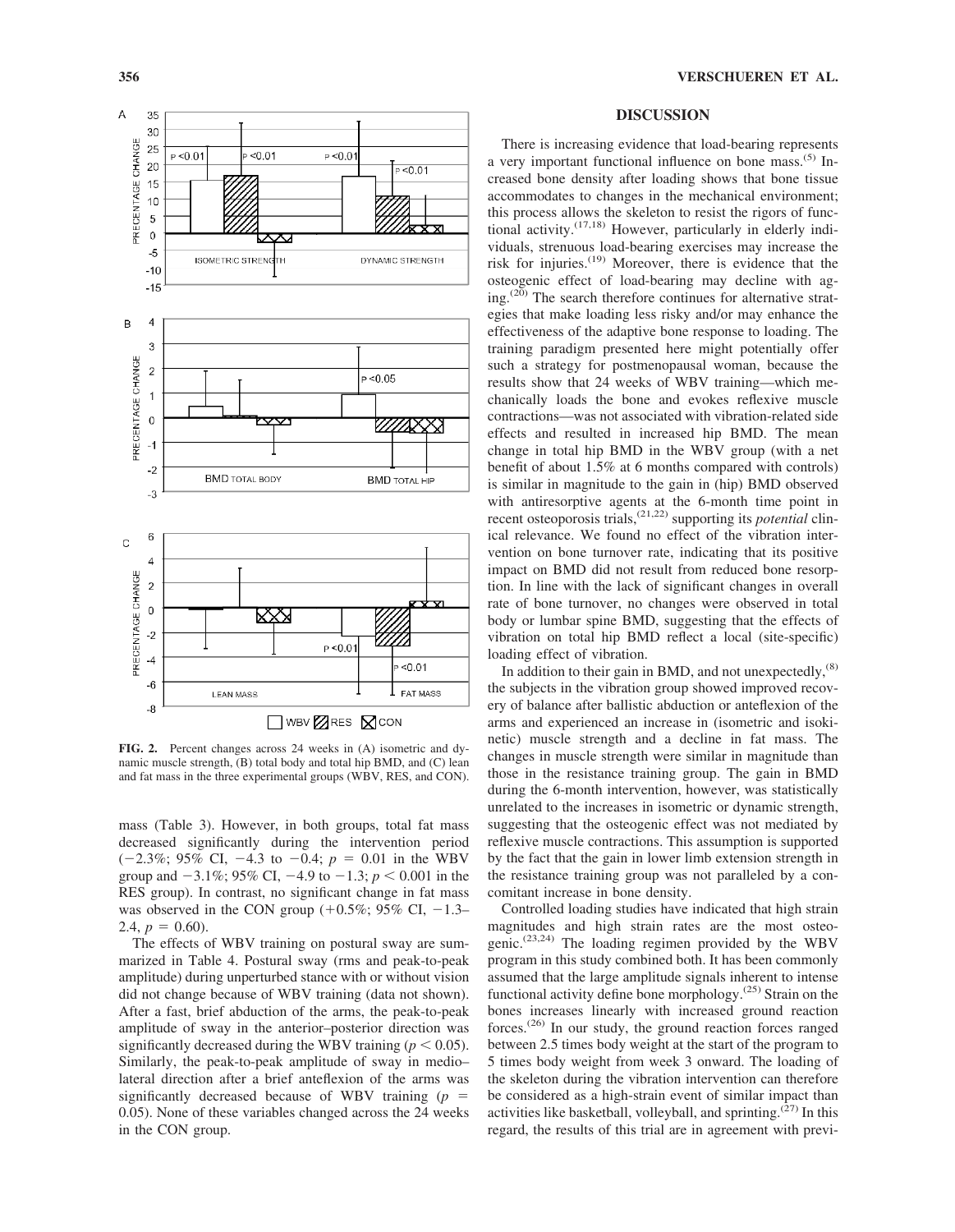FIG. 2. Percent changes across 24 weeks in (A) isometric and dynamic muscle strength, (B) total body and total hip BMD, and (C) lean and fat mass in the three experimental groups (WBV, RES, and CON).

mass (Table 3). However, in both groups, total fat mass decreased significantly during the intervention period (−2.3%; 95% CI, −4.3 to −0.4; $p = 0.01$ in the WBV group and −3.1%; 95% CI, −4.9 to −1.3; $p < 0.001$ in the RES group). In contrast, no significant change in fat mass was observed in the CON group (+0.5%; 95% CI, −1.3–2.4, $p = 0.60$).

The effects of WBV training on postural sway are summarized in Table 4. Postural sway (rms and peak-to-peak amplitude) during unperturbed stance with or without vision did not change because of WBV training (data not shown). After a fast, brief abduction of the arms, the peak-to-peak amplitude of sway in the anterior–posterior direction was significantly decreased during the WBV training ($p < 0.05$). Similarly, the peak-to-peak amplitude of sway in medio–lateral direction after a brief anteflexion of the arms was significantly decreased because of WBV training ($p = 0.05$). None of these variables changed across the 24 weeks in the CON group.

## DISCUSSION

There is increasing evidence that load-bearing represents a very important functional influence on bone mass.[5] Increased bone density after loading shows that bone tissue accommodates to changes in the mechanical environment; this process allows the skeleton to resist the rigors of functional activity.[17,18] However, particularly in elderly individuals, strenuous load-bearing exercises may increase the risk for injuries.[19] Moreover, there is evidence that the osteogenic effect of load-bearing may decline with aging.[20] The search therefore continues for alternative strategies that make loading less risky and/or may enhance the effectiveness of the adaptive bone response to loading. The training paradigm presented here might potentially offer such a strategy for postmenopausal woman, because the results show that 24 weeks of WBV training—which mechanically loads the bone and evokes reflexive muscle contractions—was not associated with vibration-related side effects and resulted in increased hip BMD. The mean change in total hip BMD in the WBV group (with a net benefit of about 1.5% at 6 months compared with controls) is similar in magnitude to the gain in (hip) BMD observed with antiresorptive agents at the 6-month time point in recent osteoporosis trials,[21,22] supporting its *potential* clinical relevance. We found no effect of the vibration intervention on bone turnover rate, indicating that its positive impact on BMD did not result from reduced bone resorption. In line with the lack of significant changes in overall rate of bone turnover, no changes were observed in total body or lumbar spine BMD, suggesting that the effects of vibration on total hip BMD reflect a local (site-specific) loading effect of vibration.

In addition to their gain in BMD, and not unexpectedly,[8] the subjects in the vibration group showed improved recovery of balance after ballistic abduction or anteflexion of the arms and experienced an increase in (isometric and isokinetic) muscle strength and a decline in fat mass. The changes in muscle strength were similar in magnitude than those in the resistance training group. The gain in BMD during the 6-month intervention, however, was statistically unrelated to the increases in isometric or dynamic strength, suggesting that the osteogenic effect was not mediated by reflexive muscle contractions. This assumption is supported by the fact that the gain in lower limb extension strength in the resistance training group was not paralleled by a concomitant increase in bone density.

Controlled loading studies have indicated that high strain magnitudes and high strain rates are the most osteogenic.[23,24] The loading regimen provided by the WBV program in this study combined both. It has been commonly assumed that the large amplitude signals inherent to intense functional activity define bone morphology.[25] Strain on the bones increases linearly with increased ground reaction forces.[26] In our study, the ground reaction forces ranged between 2.5 times body weight at the start of the program to 5 times body weight from week 3 onward. The loading of the skeleton during the vibration intervention can therefore be considered as a high-strain event of similar impact than activities like basketball, volleyball, and sprinting.[27] In this regard, the results of this trial are in agreement with previ-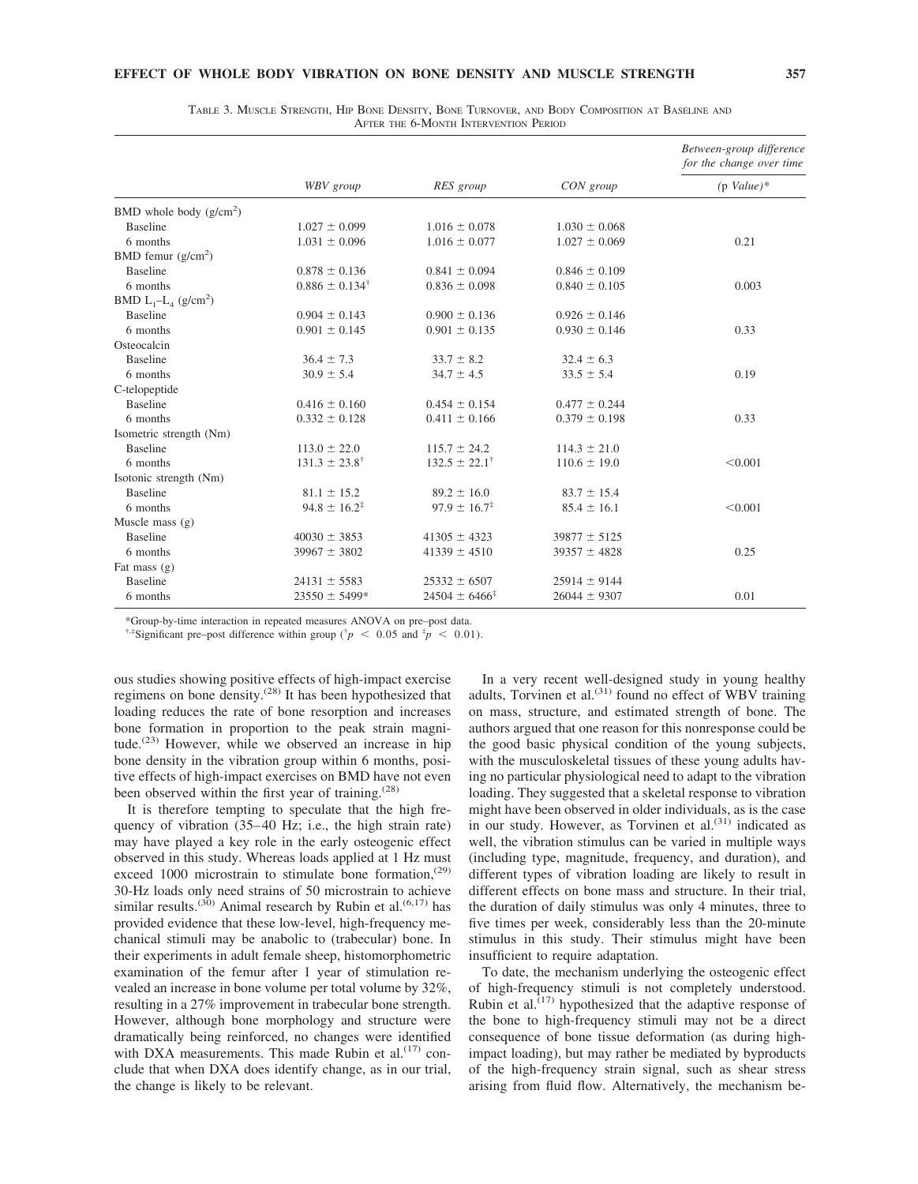TABLE 3. MUSCLE STRENGTH, HIP BONE DENSITY, BONE TURNOVER, AND BODY COMPOSITION AT BASELINE AND AFTER THE 6-MONTH INTERVENTION PERIOD

| | WBV group | RES group | CON group | *Between-group difference for the change over time* (p Value)* |
|---|---|---|---|---|
| BMD whole body (g/cm$^2$) | | | | |
| Baseline | 1.027 ± 0.099 | 1.016 ± 0.078 | 1.030 ± 0.068 | |
| 6 months | 1.031 ± 0.096 | 1.016 ± 0.077 | 1.027 ± 0.069 | 0.21 |
| BMD femur (g/cm$^2$) | | | | |
| Baseline | 0.878 ± 0.136 | 0.841 ± 0.094 | 0.846 ± 0.109 | |
| 6 months | 0.886 ± 0.134$^†$ | 0.836 ± 0.098 | 0.840 ± 0.105 | 0.003 |
| BMD $L_1$–$L_4$ (g/cm$^2$) | | | | |
| Baseline | 0.904 ± 0.143 | 0.900 ± 0.136 | 0.926 ± 0.146 | |
| 6 months | 0.901 ± 0.145 | 0.901 ± 0.135 | 0.930 ± 0.146 | 0.33 |
| Osteocalcin | | | | |
| Baseline | 36.4 ± 7.3 | 33.7 ± 8.2 | 32.4 ± 6.3 | |
| 6 months | 30.9 ± 5.4 | 34.7 ± 4.5 | 33.5 ± 5.4 | 0.19 |
| C-telopeptide | | | | |
| Baseline | 0.416 ± 0.160 | 0.454 ± 0.154 | 0.477 ± 0.244 | |
| 6 months | 0.332 ± 0.128 | 0.411 ± 0.166 | 0.379 ± 0.198 | 0.33 |
| Isometric strength (Nm) | | | | |
| Baseline | 113.0 ± 22.0 | 115.7 ± 24.2 | 114.3 ± 21.0 | |
| 6 months | 131.3 ± 23.8$^†$ | 132.5 ± 22.1$^†$ | 110.6 ± 19.0 | <0.001 |
| Isotonic strength (Nm) | | | | |
| Baseline | 81.1 ± 15.2 | 89.2 ± 16.0 | 83.7 ± 15.4 | |
| 6 months | 94.8 ± 16.2$^‡$ | 97.9 ± 16.7$^‡$ | 85.4 ± 16.1 | <0.001 |
| Muscle mass (g) | | | | |
| Baseline | 40030 ± 3853 | 41305 ± 4323 | 39877 ± 5125 | |
| 6 months | 39967 ± 3802 | 41339 ± 4510 | 39357 ± 4828 | 0.25 |
| Fat mass (g) | | | | |
| Baseline | 24131 ± 5583 | 25332 ± 6507 | 25914 ± 9144 | |
| 6 months | 23550 ± 5499* | 24504 ± 6466$^‡$ | 26044 ± 9307 | 0.01 |

*Group-by-time interaction in repeated measures ANOVA on pre–post data.
$^{†,‡}$Significant pre–post difference within group ($^†p < 0.05$ and $^‡p < 0.01$).

ous studies showing positive effects of high-impact exercise regimens on bone density.[28] It has been hypothesized that loading reduces the rate of bone resorption and increases bone formation in proportion to the peak strain magnitude.[23] However, while we observed an increase in hip bone density in the vibration group within 6 months, positive effects of high-impact exercises on BMD have not even been observed within the first year of training.[28]

It is therefore tempting to speculate that the high frequency of vibration (35–40 Hz; i.e., the high strain rate) may have played a key role in the early osteogenic effect observed in this study. Whereas loads applied at 1 Hz must exceed 1000 microstrain to stimulate bone formation,[29] 30-Hz loads only need strains of 50 microstrain to achieve similar results.[30] Animal research by Rubin et al.[6,17] has provided evidence that these low-level, high-frequency mechanical stimuli may be anabolic to (trabecular) bone. In their experiments in adult female sheep, histomorphometric examination of the femur after 1 year of stimulation revealed an increase in bone volume per total volume by 32%, resulting in a 27% improvement in trabecular bone strength. However, although bone morphology and structure were dramatically being reinforced, no changes were identified with DXA measurements. This made Rubin et al.[17] conclude that when DXA does identify change, as in our trial, the change is likely to be relevant.

In a very recent well-designed study in young healthy adults, Torvinen et al.[31] found no effect of WBV training on mass, structure, and estimated strength of bone. The authors argued that one reason for this nonresponse could be the good basic physical condition of the young subjects, with the musculoskeletal tissues of these young adults having no particular physiological need to adapt to the vibration loading. They suggested that a skeletal response to vibration might have been observed in older individuals, as is the case in our study. However, as Torvinen et al.[31] indicated as well, the vibration stimulus can be varied in multiple ways (including type, magnitude, frequency, and duration), and different types of vibration loading are likely to result in different effects on bone mass and structure. In their trial, the duration of daily stimulus was only 4 minutes, three to five times per week, considerably less than the 20-minute stimulus in this study. Their stimulus might have been insufficient to require adaptation.

To date, the mechanism underlying the osteogenic effect of high-frequency stimuli is not completely understood. Rubin et al.[17] hypothesized that the adaptive response of the bone to high-frequency stimuli may not be a direct consequence of bone tissue deformation (as during high-impact loading), but may rather be mediated by byproducts of the high-frequency strain signal, such as shear stress arising from fluid flow. Alternatively, the mechanism be-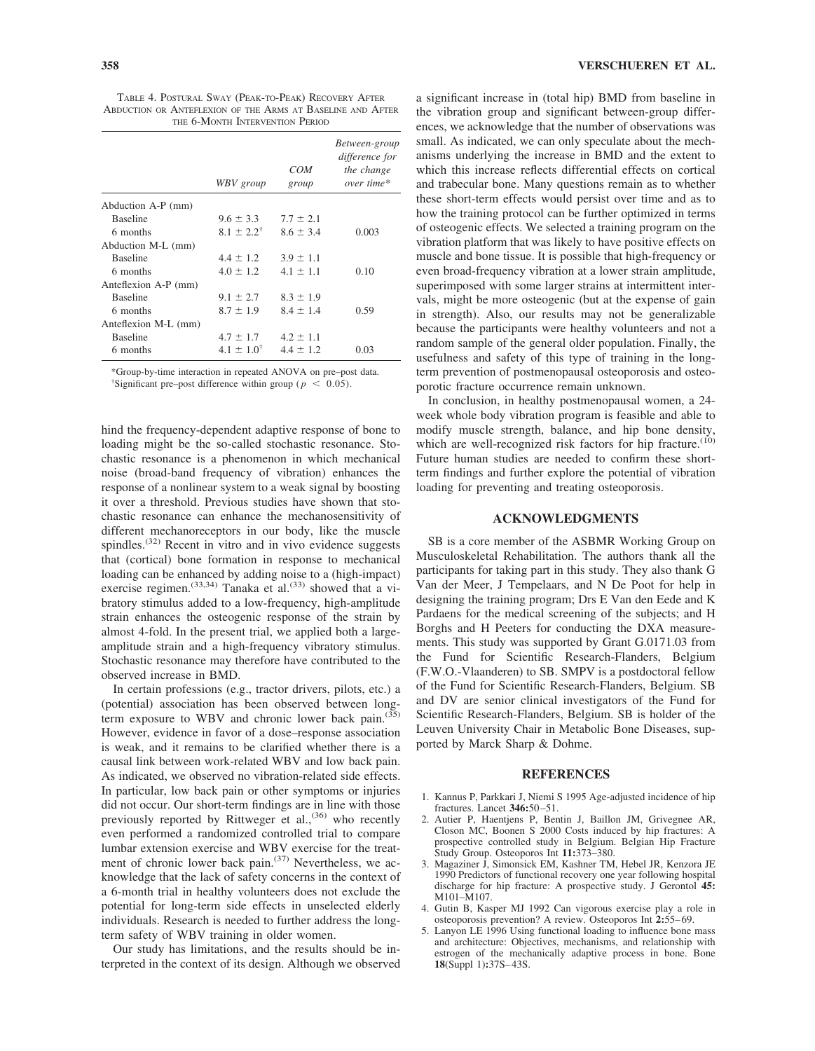TABLE 4. POSTURAL SWAY (PEAK-TO-PEAK) RECOVERY AFTER ABDUCTION OR ANTEFLEXION OF THE ARMS AT BASELINE AND AFTER THE 6-MONTH INTERVENTION PERIOD

| | *WBV group* | *COM group* | *Between-group difference for the change over time** |
|---|---|---|---|
| Abduction A-P (mm) | | | |
| Baseline | 9.6 ± 3.3 | 7.7 ± 2.1 | |
| 6 months | 8.1 ± 2.2[†] | 8.6 ± 3.4 | 0.003 |
| Abduction M-L (mm) | | | |
| Baseline | 4.4 ± 1.2 | 3.9 ± 1.1 | |
| 6 months | 4.0 ± 1.2 | 4.1 ± 1.1 | 0.10 |
| Anteflexion A-P (mm) | | | |
| Baseline | 9.1 ± 2.7 | 8.3 ± 1.9 | |
| 6 months | 8.7 ± 1.9 | 8.4 ± 1.4 | 0.59 |
| Anteflexion M-L (mm) | | | |
| Baseline | 4.7 ± 1.7 | 4.2 ± 1.1 | |
| 6 months | 4.1 ± 1.0[†] | 4.4 ± 1.2 | 0.03 |

*Group-by-time interaction in repeated ANOVA on pre–post data.
[†]Significant pre–post difference within group ($p < 0.05$).

hind the frequency-dependent adaptive response of bone to loading might be the so-called stochastic resonance. Stochastic resonance is a phenomenon in which mechanical noise (broad-band frequency of vibration) enhances the response of a nonlinear system to a weak signal by boosting it over a threshold. Previous studies have shown that stochastic resonance can enhance the mechanosensitivity of different mechanoreceptors in our body, like the muscle spindles.[32] Recent in vitro and in vivo evidence suggests that (cortical) bone formation in response to mechanical loading can be enhanced by adding noise to a (high-impact) exercise regimen.[33,34] Tanaka et al.[33] showed that a vibratory stimulus added to a low-frequency, high-amplitude strain enhances the osteogenic response of the strain by almost 4-fold. In the present trial, we applied both a large-amplitude strain and a high-frequency vibratory stimulus. Stochastic resonance may therefore have contributed to the observed increase in BMD.

In certain professions (e.g., tractor drivers, pilots, etc.) a (potential) association has been observed between long-term exposure to WBV and chronic lower back pain.[35] However, evidence in favor of a dose–response association is weak, and it remains to be clarified whether there is a causal link between work-related WBV and low back pain. As indicated, we observed no vibration-related side effects. In particular, low back pain or other symptoms or injuries did not occur. Our short-term findings are in line with those previously reported by Rittweger et al.,[36] who recently even performed a randomized controlled trial to compare lumbar extension exercise and WBV exercise for the treatment of chronic lower back pain.[37] Nevertheless, we acknowledge that the lack of safety concerns in the context of a 6-month trial in healthy volunteers does not exclude the potential for long-term side effects in unselected elderly individuals. Research is needed to further address the long-term safety of WBV training in older women.

Our study has limitations, and the results should be interpreted in the context of its design. Although we observed a significant increase in (total hip) BMD from baseline in the vibration group and significant between-group differences, we acknowledge that the number of observations was small. As indicated, we can only speculate about the mechanisms underlying the increase in BMD and the extent to which this increase reflects differential effects on cortical and trabecular bone. Many questions remain as to whether these short-term effects would persist over time and as to how the training protocol can be further optimized in terms of osteogenic effects. We selected a training program on the vibration platform that was likely to have positive effects on muscle and bone tissue. It is possible that high-frequency or even broad-frequency vibration at a lower strain amplitude, superimposed with some larger strains at intermittent intervals, might be more osteogenic (but at the expense of gain in strength). Also, our results may not be generalizable because the participants were healthy volunteers and not a random sample of the general older population. Finally, the usefulness and safety of this type of training in the long-term prevention of postmenopausal osteoporosis and osteoporotic fracture occurrence remain unknown.

In conclusion, in healthy postmenopausal women, a 24-week whole body vibration program is feasible and able to modify muscle strength, balance, and hip bone density, which are well-recognized risk factors for hip fracture.[10] Future human studies are needed to confirm these short-term findings and further explore the potential of vibration loading for preventing and treating osteoporosis.

## ACKNOWLEDGMENTS

SB is a core member of the ASBMR Working Group on Musculoskeletal Rehabilitation. The authors thank all the participants for taking part in this study. They also thank G Van der Meer, J Tempelaars, and N De Poot for help in designing the training program; Drs E Van den Eede and K Pardaens for the medical screening of the subjects; and H Borghs and H Peeters for conducting the DXA measurements. This study was supported by Grant G.0171.03 from the Fund for Scientific Research-Flanders, Belgium (F.W.O.-Vlaanderen) to SB. SMPV is a postdoctoral fellow of the Fund for Scientific Research-Flanders, Belgium. SB and DV are senior clinical investigators of the Fund for Scientific Research-Flanders, Belgium. SB is holder of the Leuven University Chair in Metabolic Bone Diseases, supported by Marck Sharp & Dohme.

## REFERENCES

1. Kannus P, Parkkari J, Niemi S 1995 Age-adjusted incidence of hip fractures. Lancet **346:**50–51.
2. Autier P, Haentjens P, Bentin J, Baillon JM, Grivegnee AR, Closon MC, Boonen S 2000 Costs induced by hip fractures: A prospective controlled study in Belgium. Belgian Hip Fracture Study Group. Osteoporos Int **11:**373–380.
3. Magaziner J, Simonsick EM, Kashner TM, Hebel JR, Kenzora JE 1990 Predictors of functional recovery one year following hospital discharge for hip fracture: A prospective study. J Gerontol **45:** M101–M107.
4. Gutin B, Kasper MJ 1992 Can vigorous exercise play a role in osteoporosis prevention? A review. Osteoporos Int **2:**55–69.
5. Lanyon LE 1996 Using functional loading to influence bone mass and architecture: Objectives, mechanisms, and relationship with estrogen of the mechanically adaptive process in bone. Bone **18**(Suppl 1)**:**37S–43S.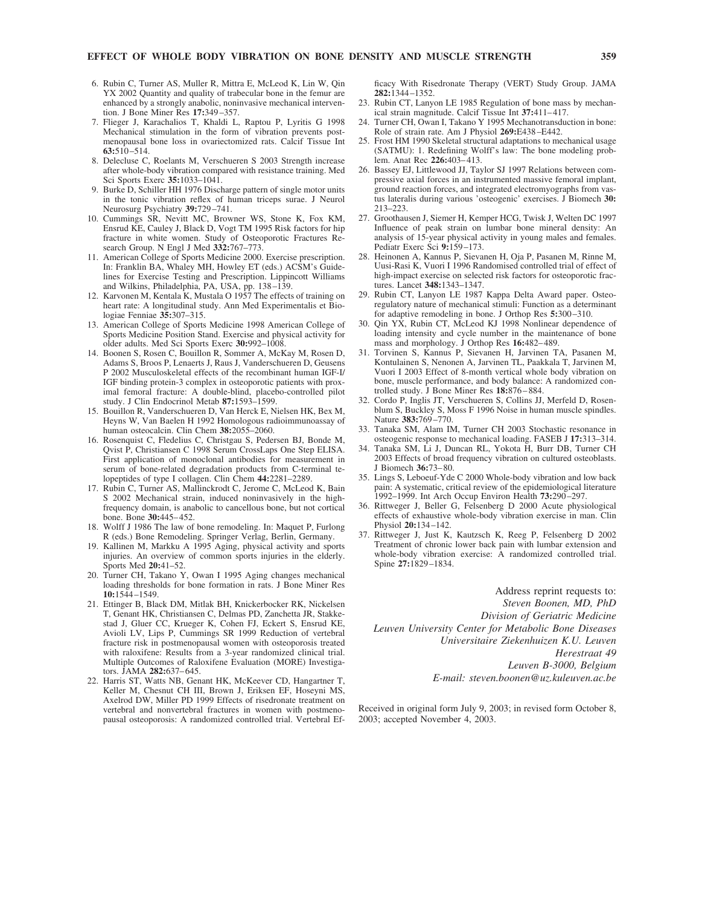6. Rubin C, Turner AS, Muller R, Mittra E, McLeod K, Lin W, Qin YX 2002 Quantity and quality of trabecular bone in the femur are enhanced by a strongly anabolic, noninvasive mechanical intervention. J Bone Miner Res **17:**349–357.
7. Flieger J, Karachalios T, Khaldi L, Raptou P, Lyritis G 1998 Mechanical stimulation in the form of vibration prevents postmenopausal bone loss in ovariectomized rats. Calcif Tissue Int **63:**510–514.
8. Delecluse C, Roelants M, Verschueren S 2003 Strength increase after whole-body vibration compared with resistance training. Med Sci Sports Exerc **35:**1033–1041.
9. Burke D, Schiller HH 1976 Discharge pattern of single motor units in the tonic vibration reflex of human triceps surae. J Neurol Neurosurg Psychiatry **39:**729–741.
10. Cummings SR, Nevitt MC, Browner WS, Stone K, Fox KM, Ensrud KE, Cauley J, Black D, Vogt TM 1995 Risk factors for hip fracture in white women. Study of Osteoporotic Fractures Research Group. N Engl J Med **332:**767–773.
11. American College of Sports Medicine 2000. Exercise prescription. In: Franklin BA, Whaley MH, Howley ET (eds.) ACSM's Guidelines for Exercise Testing and Prescription. Lippincott Williams and Wilkins, Philadelphia, PA, USA, pp. 138–139.
12. Karvonen M, Kentala K, Mustala O 1957 The effects of training on heart rate: A longitudinal study. Ann Med Experimentalis et Biologiae Fenniae **35:**307–315.
13. American College of Sports Medicine 1998 American College of Sports Medicine Position Stand. Exercise and physical activity for older adults. Med Sci Sports Exerc **30:**992–1008.
14. Boonen S, Rosen C, Bouillon R, Sommer A, McKay M, Rosen D, Adams S, Broos P, Lenaerts J, Raus J, Vanderschueren D, Geusens P 2002 Musculoskeletal effects of the recombinant human IGF-I/ IGF binding protein-3 complex in osteoporotic patients with proximal femoral fracture: A double-blind, placebo-controlled pilot study. J Clin Endocrinol Metab **87:**1593–1599.
15. Bouillon R, Vanderschueren D, Van Herck E, Nielsen HK, Bex M, Heyns W, Van Baelen H 1992 Homologous radioimmunoassay of human osteocalcin. Clin Chem **38:**2055–2060.
16. Rosenquist C, Fledelius C, Christgau S, Pedersen BJ, Bonde M, Qvist P, Christiansen C 1998 Serum CrossLaps One Step ELISA. First application of monoclonal antibodies for measurement in serum of bone-related degradation products from C-terminal telopeptides of type I collagen. Clin Chem **44:**2281–2289.
17. Rubin C, Turner AS, Mallinckrodt C, Jerome C, McLeod K, Bain S 2002 Mechanical strain, induced noninvasively in the high-frequency domain, is anabolic to cancellous bone, but not cortical bone. Bone **30:**445–452.
18. Wolff J 1986 The law of bone remodeling. In: Maquet P, Furlong R (eds.) Bone Remodeling. Springer Verlag, Berlin, Germany.
19. Kallinen M, Markku A 1995 Aging, physical activity and sports injuries. An overview of common sports injuries in the elderly. Sports Med **20:**41–52.
20. Turner CH, Takano Y, Owan I 1995 Aging changes mechanical loading thresholds for bone formation in rats. J Bone Miner Res **10:**1544–1549.
21. Ettinger B, Black DM, Mitlak BH, Knickerbocker RK, Nickelsen T, Genant HK, Christiansen C, Delmas PD, Zanchetta JR, Stakkestad J, Gluer CC, Krueger K, Cohen FJ, Eckert S, Ensrud KE, Avioli LV, Lips P, Cummings SR 1999 Reduction of vertebral fracture risk in postmenopausal women with osteoporosis treated with raloxifene: Results from a 3-year randomized clinical trial. Multiple Outcomes of Raloxifene Evaluation (MORE) Investigators. JAMA **282:**637–645.
22. Harris ST, Watts NB, Genant HK, McKeever CD, Hangartner T, Keller M, Chesnut CH III, Brown J, Eriksen EF, Hoseyni MS, Axelrod DW, Miller PD 1999 Effects of risedronate treatment on vertebral and nonvertebral fractures in women with postmenopausal osteoporosis: A randomized controlled trial. Vertebral Efficacy With Risedronate Therapy (VERT) Study Group. JAMA **282:**1344–1352.
23. Rubin CT, Lanyon LE 1985 Regulation of bone mass by mechanical strain magnitude. Calcif Tissue Int **37:**411–417.
24. Turner CH, Owan I, Takano Y 1995 Mechanotransduction in bone: Role of strain rate. Am J Physiol **269:**E438–E442.
25. Frost HM 1990 Skeletal structural adaptations to mechanical usage (SATMU): 1. Redefining Wolff's law: The bone modeling problem. Anat Rec **226:**403–413.
26. Bassey EJ, Littlewood JJ, Taylor SJ 1997 Relations between compressive axial forces in an instrumented massive femoral implant, ground reaction forces, and integrated electromyographs from vastus lateralis during various 'osteogenic' exercises. J Biomech **30:** 213–223.
27. Groothausen J, Siemer H, Kemper HCG, Twisk J, Welten DC 1997 Influence of peak strain on lumbar bone mineral density: An analysis of 15-year physical activity in young males and females. Pediatr Exerc Sci **9:**159–173.
28. Heinonen A, Kannus P, Sievanen H, Oja P, Pasanen M, Rinne M, Uusi-Rasi K, Vuori I 1996 Randomised controlled trial of effect of high-impact exercise on selected risk factors for osteoporotic fractures. Lancet **348:**1343–1347.
29. Rubin CT, Lanyon LE 1987 Kappa Delta Award paper. Osteoregulatory nature of mechanical stimuli: Function as a determinant for adaptive remodeling in bone. J Orthop Res **5:**300–310.
30. Qin YX, Rubin CT, McLeod KJ 1998 Nonlinear dependence of loading intensity and cycle number in the maintenance of bone mass and morphology. J Orthop Res **16:**482–489.
31. Torvinen S, Kannus P, Sievanen H, Jarvinen TA, Pasanen M, Kontulainen S, Nenonen A, Jarvinen TL, Paakkala T, Jarvinen M, Vuori I 2003 Effect of 8-month vertical whole body vibration on bone, muscle performance, and body balance: A randomized controlled study. J Bone Miner Res **18:**876–884.
32. Cordo P, Inglis JT, Verschueren S, Collins JJ, Merfeld D, Rosenblum S, Buckley S, Moss F 1996 Noise in human muscle spindles. Nature **383:**769–770.
33. Tanaka SM, Alam IM, Turner CH 2003 Stochastic resonance in osteogenic response to mechanical loading. FASEB J **17:**313–314.
34. Tanaka SM, Li J, Duncan RL, Yokota H, Burr DB, Turner CH 2003 Effects of broad frequency vibration on cultured osteoblasts. J Biomech **36:**73–80.
35. Lings S, Leboeuf-Yde C 2000 Whole-body vibration and low back pain: A systematic, critical review of the epidemiological literature 1992–1999. Int Arch Occup Environ Health **73:**290–297.
36. Rittweger J, Beller G, Felsenberg D 2000 Acute physiological effects of exhaustive whole-body vibration exercise in man. Clin Physiol **20:**134–142.
37. Rittweger J, Just K, Kautzsch K, Reeg P, Felsenberg D 2002 Treatment of chronic lower back pain with lumbar extension and whole-body vibration exercise: A randomized controlled trial. Spine **27:**1829–1834.

Address reprint requests to:
*Steven Boonen, MD, PhD*
*Division of Geriatric Medicine*
*Leuven University Center for Metabolic Bone Diseases*
*Universitaire Ziekenhuizen K.U. Leuven*
*Herestraat 49*
*Leuven B-3000, Belgium*
*E-mail: steven.boonen@uz.kuleuven.ac.be*

Received in original form July 9, 2003; in revised form October 8, 2003; accepted November 4, 2003.